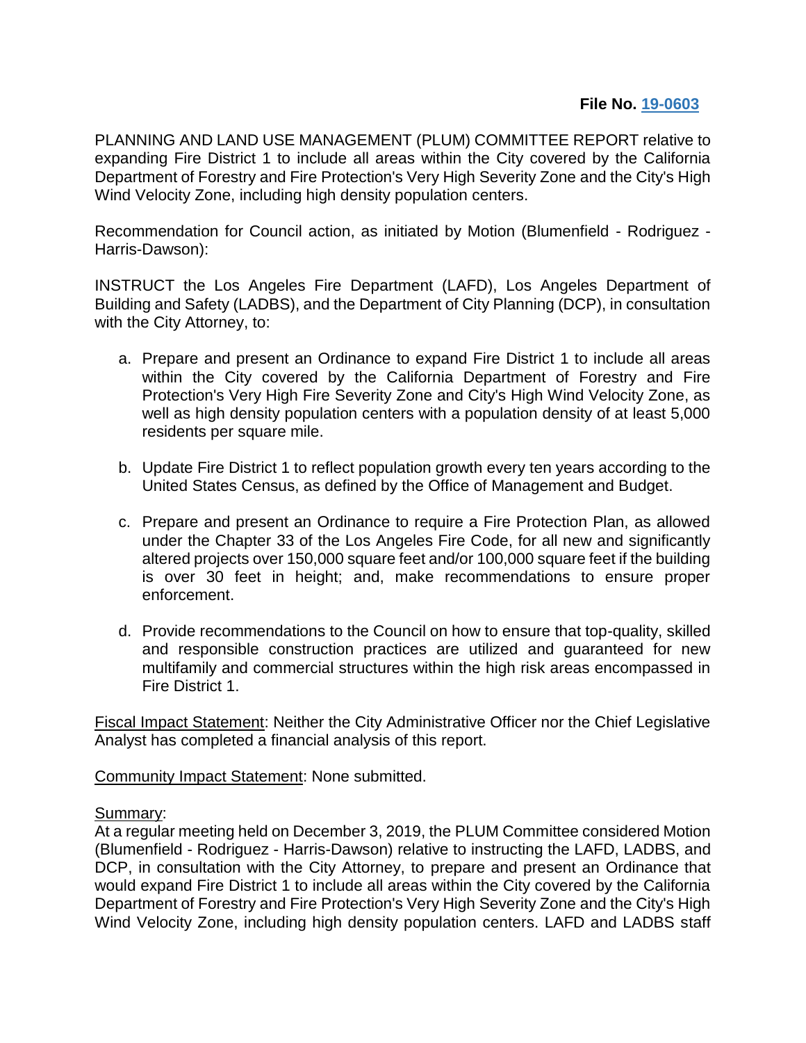**File No. 19-0603**

PLANNING AND LAND USE MANAGEMENT (PLUM) COMMITTEE REPORT relative to expanding Fire District 1 to include all areas within the City covered by the California Department of Forestry and Fire Protection's Very High Severity Zone and the City's High Wind Velocity Zone, including high density population centers.

Recommendation for Council action, as initiated by Motion (Blumenfield - Rodriguez - Harris-Dawson):

INSTRUCT the Los Angeles Fire Department (LAFD), Los Angeles Department of Building and Safety (LADBS), and the Department of City Planning (DCP), in consultation with the City Attorney, to:

a. Prepare and present an Ordinance to expand Fire District 1 to include all areas within the City covered by the California Department of Forestry and Fire Protection's Very High Fire Severity Zone and City's High Wind Velocity Zone, as well as high density population centers with a population density of at least 5,000 residents per square mile.

b. Update Fire District 1 to reflect population growth every ten years according to the United States Census, as defined by the Office of Management and Budget.

c. Prepare and present an Ordinance to require a Fire Protection Plan, as allowed under the Chapter 33 of the Los Angeles Fire Code, for all new and significantly altered projects over 150,000 square feet and/or 100,000 square feet if the building is over 30 feet in height; and, make recommendations to ensure proper enforcement.

d. Provide recommendations to the Council on how to ensure that top-quality, skilled and responsible construction practices are utilized and guaranteed for new multifamily and commercial structures within the high risk areas encompassed in Fire District 1.

<u>Fiscal Impact Statement</u>: Neither the City Administrative Officer nor the Chief Legislative Analyst has completed a financial analysis of this report.

<u>Community Impact Statement</u>: None submitted.

<u>Summary</u>:
At a regular meeting held on December 3, 2019, the PLUM Committee considered Motion (Blumenfield - Rodriguez - Harris-Dawson) relative to instructing the LAFD, LADBS, and DCP, in consultation with the City Attorney, to prepare and present an Ordinance that would expand Fire District 1 to include all areas within the City covered by the California Department of Forestry and Fire Protection's Very High Severity Zone and the City's High Wind Velocity Zone, including high density population centers. LAFD and LADBS staff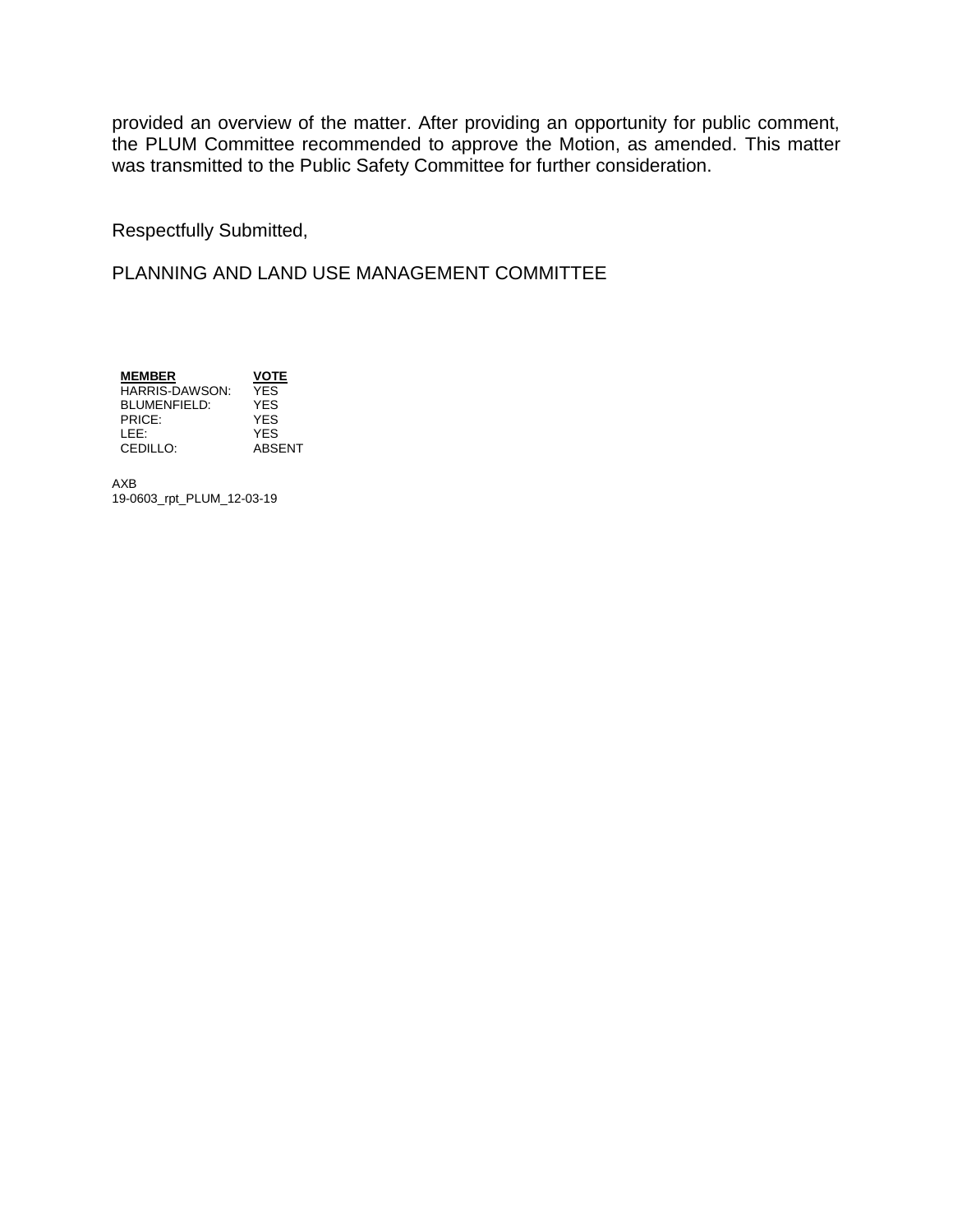provided an overview of the matter. After providing an opportunity for public comment, the PLUM Committee recommended to approve the Motion, as amended. This matter was transmitted to the Public Safety Committee for further consideration.

Respectfully Submitted,

PLANNING AND LAND USE MANAGEMENT COMMITTEE

| **MEMBER** | **VOTE** |
|---|---|
| HARRIS-DAWSON: | YES |
| BLUMENFIELD: | YES |
| PRICE: | YES |
| LEE: | YES |
| CEDILLO: | ABSENT |

AXB
19-0603_rpt_PLUM_12-03-19